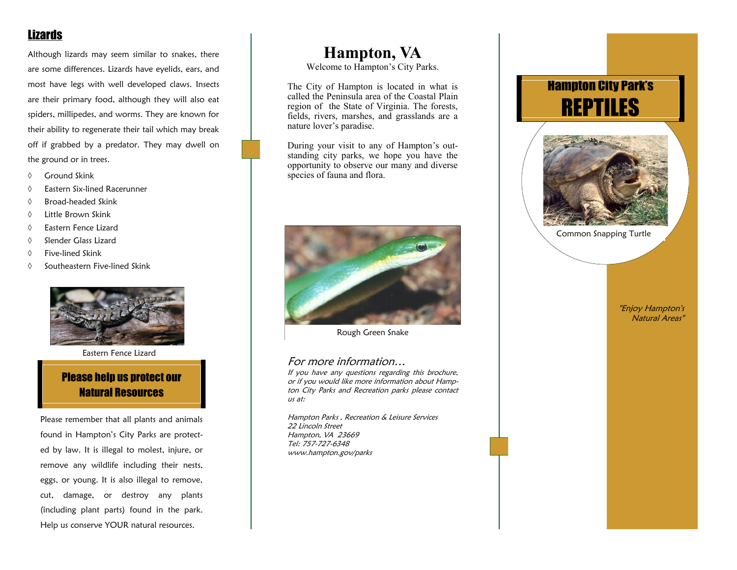## Lizards

Although lizards may seem similar to snakes, there are some differences. Lizards have eyelids, ears, and most have legs with well developed claws. Insects are their primary food, although they will also eat spiders, millipedes, and worms. They are known for their ability to regenerate their tail which may break off if grabbed by a predator. They may dwell on the ground or in trees.

- Ground Skink
- Eastern Six-lined Racerunner
- Broad-headed Skink
- Little Brown Skink
- Eastern Fence Lizard
- Slender Glass Lizard
- Five-lined Skink
- Southeastern Five-lined Skink

Eastern Fence Lizard

### Please help us protect our Natural Resources

Please remember that all plants and animals found in Hampton's City Parks are protected by law. It is illegal to molest, injure, or remove any wildlife including their nests, eggs, or young. It is also illegal to remove, cut, damage, or destroy any plants (including plant parts) found in the park. Help us conserve YOUR natural resources.

# Hampton, VA

Welcome to Hampton's City Parks.

The City of Hampton is located in what is called the Peninsula area of the Coastal Plain region of the State of Virginia. The forests, fields, rivers, marshes, and grasslands are a nature lover's paradise.

During your visit to any of Hampton's outstanding city parks, we hope you have the opportunity to observe our many and diverse species of fauna and flora.

Rough Green Snake

### *For more information…*

*If you have any questions regarding this brochure, or if you would like more information about Hampton City Parks and Recreation parks please contact us at:*

*Hampton Parks , Recreation & Leisure Services*
*22 Lincoln Street*
*Hampton, VA 23669*
*Tel: 757-727-6348*
*www.hampton.gov/parks*

# Hampton City Park's REPTILES

Common Snapping Turtle

*"Enjoy Hampton's Natural Areas"*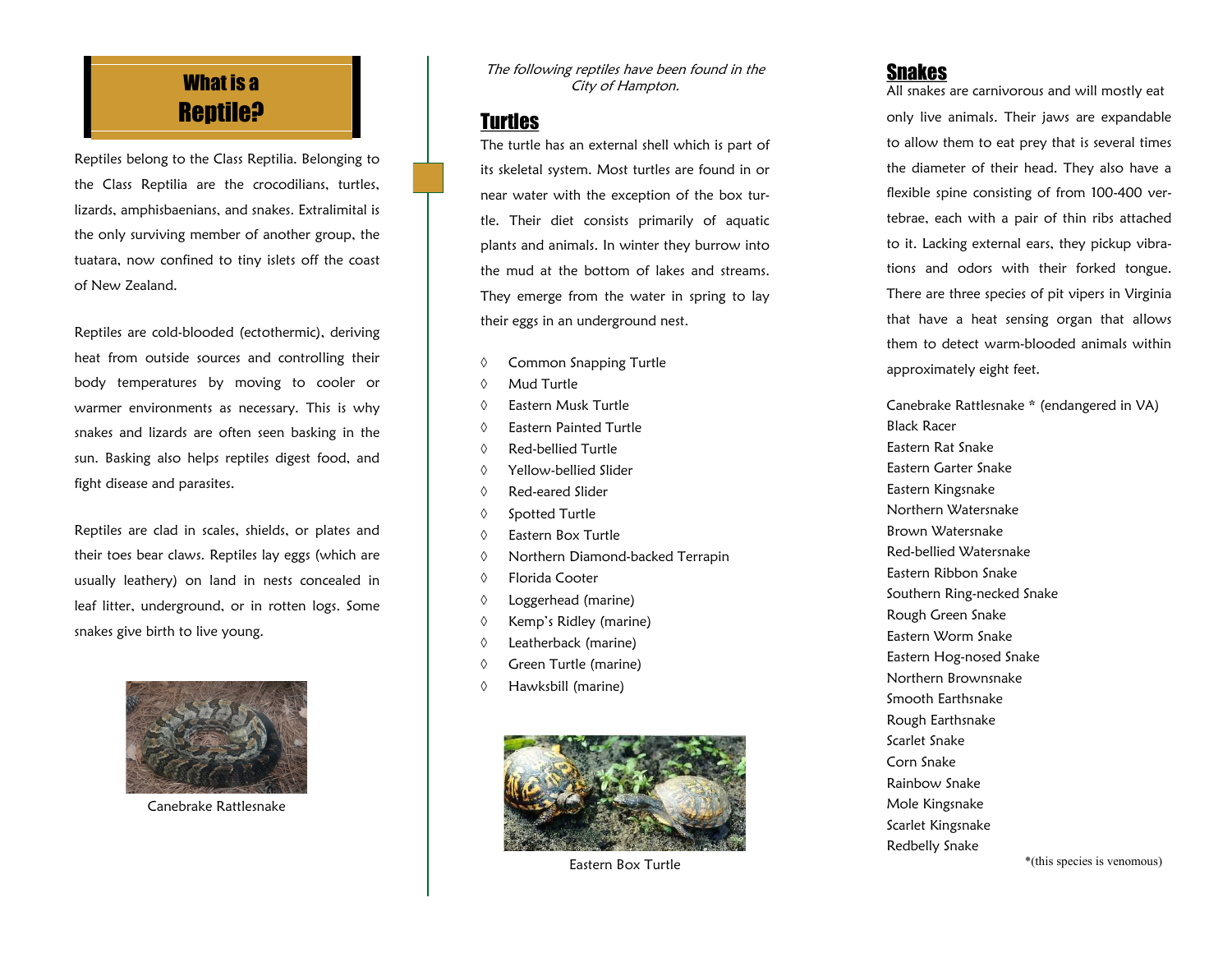# What is a Reptile?

Reptiles belong to the Class Reptilia. Belonging to the Class Reptilia are the crocodilians, turtles, lizards, amphisbaenians, and snakes. Extralimital is the only surviving member of another group, the tuatara, now confined to tiny islets off the coast of New Zealand.

Reptiles are cold-blooded (ectothermic), deriving heat from outside sources and controlling their body temperatures by moving to cooler or warmer environments as necessary. This is why snakes and lizards are often seen basking in the sun. Basking also helps reptiles digest food, and fight disease and parasites.

Reptiles are clad in scales, shields, or plates and their toes bear claws. Reptiles lay eggs (which are usually leathery) on land in nests concealed in leaf litter, underground, or in rotten logs. Some snakes give birth to live young.

Canebrake Rattlesnake

*The following reptiles have been found in the City of Hampton.*

## Turtles

The turtle has an external shell which is part of its skeletal system. Most turtles are found in or near water with the exception of the box turtle. Their diet consists primarily of aquatic plants and animals. In winter they burrow into the mud at the bottom of lakes and streams. They emerge from the water in spring to lay their eggs in an underground nest.

- Common Snapping Turtle
- Mud Turtle
- Eastern Musk Turtle
- Eastern Painted Turtle
- Red-bellied Turtle
- Yellow-bellied Slider
- Red-eared Slider
- Spotted Turtle
- Eastern Box Turtle
- Northern Diamond-backed Terrapin
- Florida Cooter
- Loggerhead (marine)
- Kemp's Ridley (marine)
- Leatherback (marine)
- Green Turtle (marine)
- Hawksbill (marine)

Eastern Box Turtle

## Snakes

All snakes are carnivorous and will mostly eat only live animals. Their jaws are expandable to allow them to eat prey that is several times the diameter of their head. They also have a flexible spine consisting of from 100-400 vertebrae, each with a pair of thin ribs attached to it. Lacking external ears, they pickup vibrations and odors with their forked tongue. There are three species of pit vipers in Virginia that have a heat sensing organ that allows them to detect warm-blooded animals within approximately eight feet.

Canebrake Rattlesnake * (endangered in VA)
Black Racer
Eastern Rat Snake
Eastern Garter Snake
Eastern Kingsnake
Northern Watersnake
Brown Watersnake
Red-bellied Watersnake
Eastern Ribbon Snake
Southern Ring-necked Snake
Rough Green Snake
Eastern Worm Snake
Eastern Hog-nosed Snake
Northern Brownsnake
Smooth Earthsnake
Rough Earthsnake
Scarlet Snake
Corn Snake
Rainbow Snake
Mole Kingsnake
Scarlet Kingsnake
Redbelly Snake

*(this species is venomous)